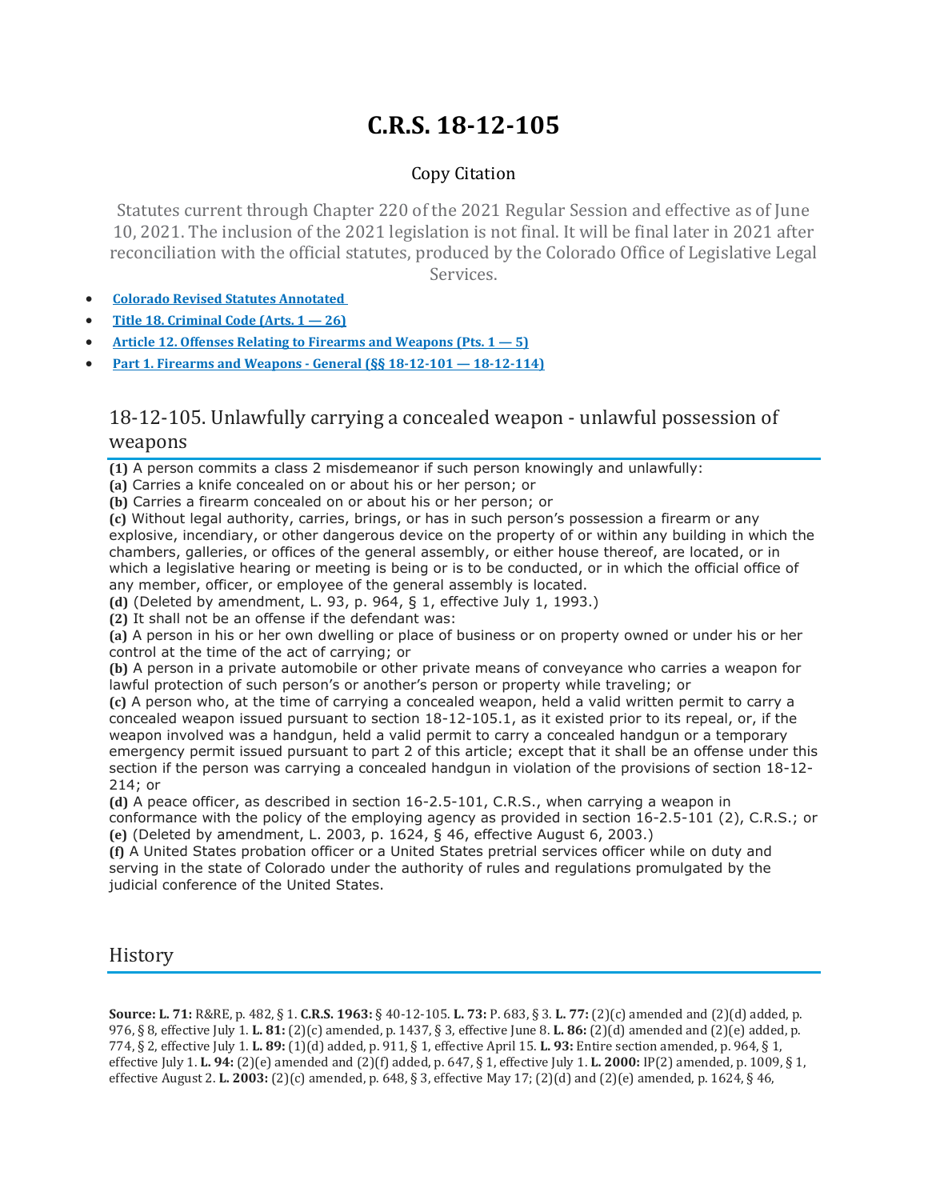# C.R.S. 18-12-105

Copy Citation

Statutes current through Chapter 220 of the 2021 Regular Session and effective as of June 10, 2021. The inclusion of the 2021 legislation is not final. It will be final later in 2021 after reconciliation with the official statutes, produced by the Colorado Office of Legislative Legal Services.

- **Colorado Revised Statutes Annotated**
- **Title 18. Criminal Code (Arts. 1 — 26)**
- **Article 12. Offenses Relating to Firearms and Weapons (Pts. 1 — 5)**
- **Part 1. Firearms and Weapons - General (§§ 18-12-101 — 18-12-114)**

## 18-12-105. Unlawfully carrying a concealed weapon - unlawful possession of weapons

**(1)** A person commits a class 2 misdemeanor if such person knowingly and unlawfully:

**(a)** Carries a knife concealed on or about his or her person; or

**(b)** Carries a firearm concealed on or about his or her person; or

**(c)** Without legal authority, carries, brings, or has in such person's possession a firearm or any explosive, incendiary, or other dangerous device on the property of or within any building in which the chambers, galleries, or offices of the general assembly, or either house thereof, are located, or in which a legislative hearing or meeting is being or is to be conducted, or in which the official office of any member, officer, or employee of the general assembly is located.

**(d)** (Deleted by amendment, L. 93, p. 964, § 1, effective July 1, 1993.)

**(2)** It shall not be an offense if the defendant was:

**(a)** A person in his or her own dwelling or place of business or on property owned or under his or her control at the time of the act of carrying; or

**(b)** A person in a private automobile or other private means of conveyance who carries a weapon for lawful protection of such person's or another's person or property while traveling; or

**(c)** A person who, at the time of carrying a concealed weapon, held a valid written permit to carry a concealed weapon issued pursuant to section 18-12-105.1, as it existed prior to its repeal, or, if the weapon involved was a handgun, held a valid permit to carry a concealed handgun or a temporary emergency permit issued pursuant to part 2 of this article; except that it shall be an offense under this section if the person was carrying a concealed handgun in violation of the provisions of section 18-12-214; or

**(d)** A peace officer, as described in section 16-2.5-101, C.R.S., when carrying a weapon in conformance with the policy of the employing agency as provided in section 16-2.5-101 (2), C.R.S.; or

**(e)** (Deleted by amendment, L. 2003, p. 1624, § 46, effective August 6, 2003.)

**(f)** A United States probation officer or a United States pretrial services officer while on duty and serving in the state of Colorado under the authority of rules and regulations promulgated by the judicial conference of the United States.

## History

**Source: L. 71:** R&RE, p. 482, § 1. **C.R.S. 1963:** § 40-12-105. **L. 73:** P. 683, § 3. **L. 77:** (2)(c) amended and (2)(d) added, p. 976, § 8, effective July 1. **L. 81:** (2)(c) amended, p. 1437, § 3, effective June 8. **L. 86:** (2)(d) amended and (2)(e) added, p. 774, § 2, effective July 1. **L. 89:** (1)(d) added, p. 911, § 1, effective April 15. **L. 93:** Entire section amended, p. 964, § 1, effective July 1. **L. 94:** (2)(e) amended and (2)(f) added, p. 647, § 1, effective July 1. **L. 2000:** IP(2) amended, p. 1009, § 1, effective August 2. **L. 2003:** (2)(c) amended, p. 648, § 3, effective May 17; (2)(d) and (2)(e) amended, p. 1624, § 46,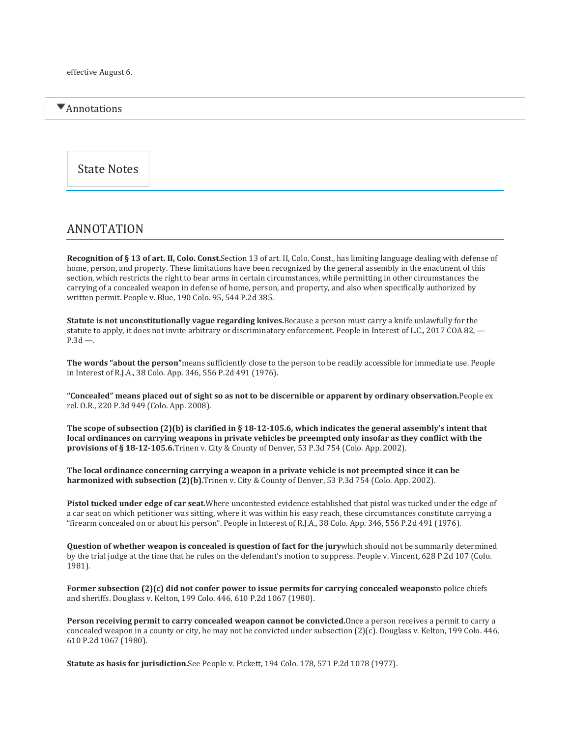effective August 6.

▼Annotations

State Notes

## ANNOTATION

**Recognition of § 13 of art. II, Colo. Const.** Section 13 of art. II, Colo. Const., has limiting language dealing with defense of home, person, and property. These limitations have been recognized by the general assembly in the enactment of this section, which restricts the right to bear arms in certain circumstances, while permitting in other circumstances the carrying of a concealed weapon in defense of home, person, and property, and also when specifically authorized by written permit. People v. Blue, 190 Colo. 95, 544 P.2d 385.

**Statute is not unconstitutionally vague regarding knives.** Because a person must carry a knife unlawfully for the statute to apply, it does not invite arbitrary or discriminatory enforcement. People in Interest of L.C., 2017 COA 82, — P.3d —.

**The words "about the person"** means sufficiently close to the person to be readily accessible for immediate use. People in Interest of R.J.A., 38 Colo. App. 346, 556 P.2d 491 (1976).

**"Concealed" means placed out of sight so as not to be discernible or apparent by ordinary observation.** People ex rel. O.R., 220 P.3d 949 (Colo. App. 2008).

**The scope of subsection (2)(b) is clarified in § 18-12-105.6, which indicates the general assembly's intent that local ordinances on carrying weapons in private vehicles be preempted only insofar as they conflict with the provisions of § 18-12-105.6.** Trinen v. City & County of Denver, 53 P.3d 754 (Colo. App. 2002).

**The local ordinance concerning carrying a weapon in a private vehicle is not preempted since it can be harmonized with subsection (2)(b).** Trinen v. City & County of Denver, 53 P.3d 754 (Colo. App. 2002).

**Pistol tucked under edge of car seat.** Where uncontested evidence established that pistol was tucked under the edge of a car seat on which petitioner was sitting, where it was within his easy reach, these circumstances constitute carrying a "firearm concealed on or about his person". People in Interest of R.J.A., 38 Colo. App. 346, 556 P.2d 491 (1976).

**Question of whether weapon is concealed is question of fact for the jury** which should not be summarily determined by the trial judge at the time that he rules on the defendant's motion to suppress. People v. Vincent, 628 P.2d 107 (Colo. 1981).

**Former subsection (2)(c) did not confer power to issue permits for carrying concealed weapons** to police chiefs and sheriffs. Douglass v. Kelton, 199 Colo. 446, 610 P.2d 1067 (1980).

**Person receiving permit to carry concealed weapon cannot be convicted.** Once a person receives a permit to carry a concealed weapon in a county or city, he may not be convicted under subsection (2)(c). Douglass v. Kelton, 199 Colo. 446, 610 P.2d 1067 (1980).

**Statute as basis for jurisdiction.** See People v. Pickett, 194 Colo. 178, 571 P.2d 1078 (1977).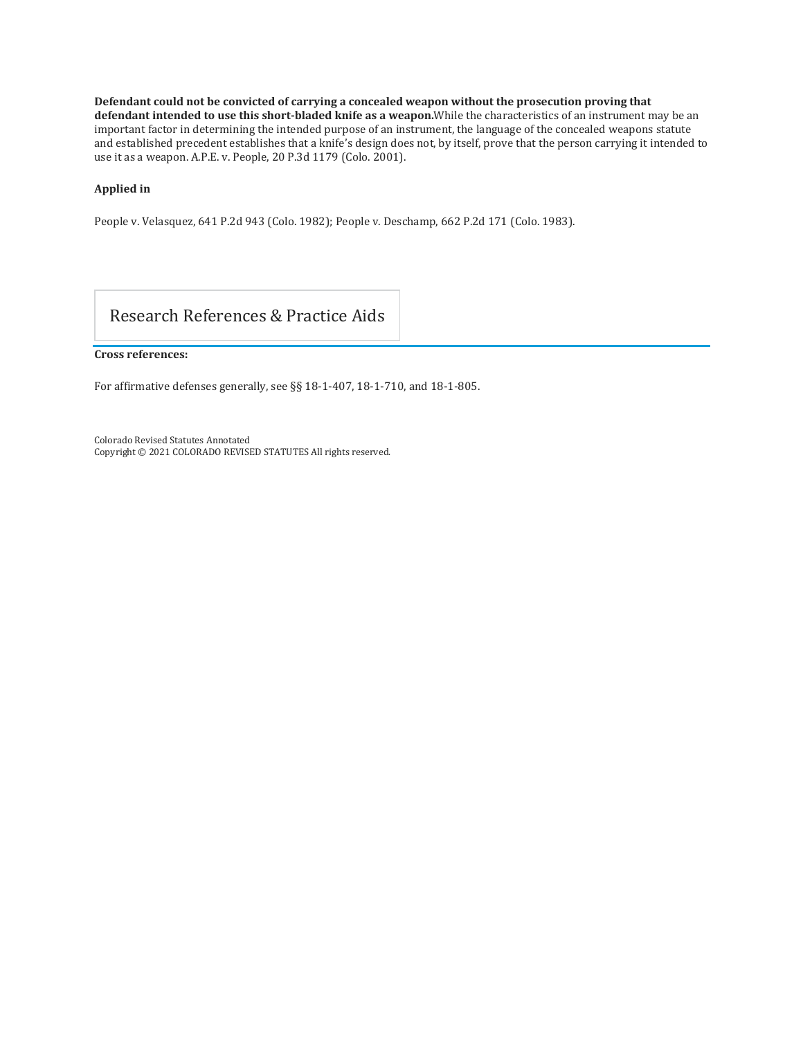**Defendant could not be convicted of carrying a concealed weapon without the prosecution proving that defendant intended to use this short-bladed knife as a weapon.** While the characteristics of an instrument may be an important factor in determining the intended purpose of an instrument, the language of the concealed weapons statute and established precedent establishes that a knife's design does not, by itself, prove that the person carrying it intended to use it as a weapon. A.P.E. v. People, 20 P.3d 1179 (Colo. 2001).

**Applied in**

People v. Velasquez, 641 P.2d 943 (Colo. 1982); People v. Deschamp, 662 P.2d 171 (Colo. 1983).

## Research References & Practice Aids

**Cross references:**

For affirmative defenses generally, see §§ 18-1-407, 18-1-710, and 18-1-805.

Colorado Revised Statutes Annotated
Copyright © 2021 COLORADO REVISED STATUTES All rights reserved.